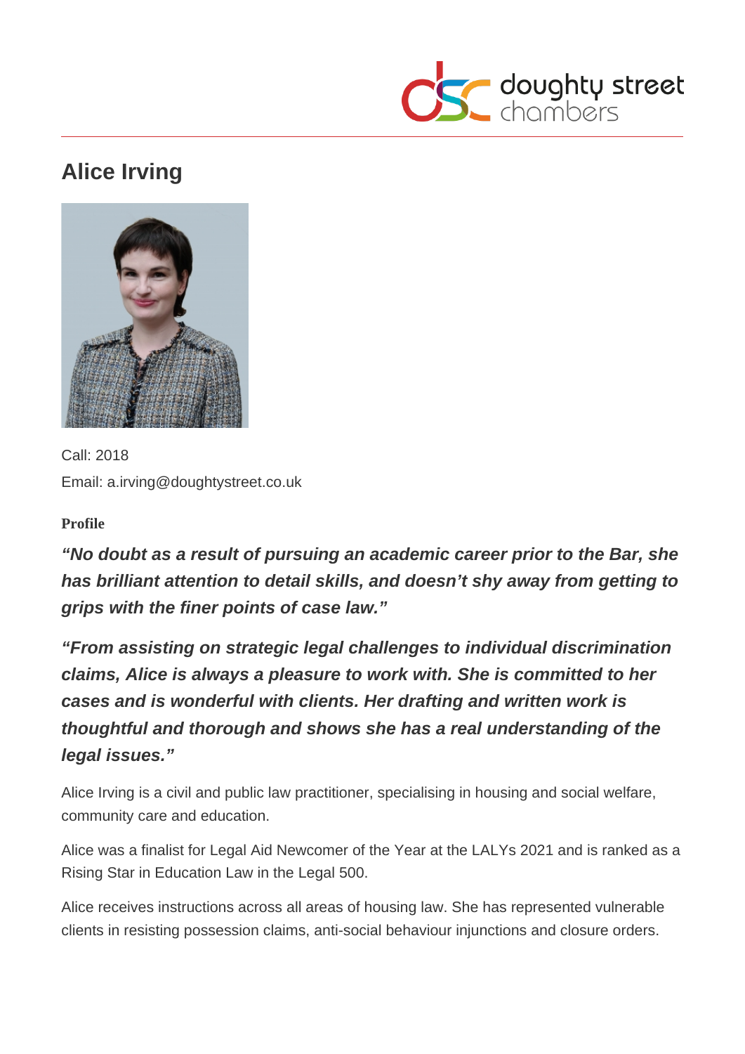# Alice Irving

Call: 2018
Email: a.irving@doughtystreet.co.uk

**Profile**

***"No doubt as a result of pursuing an academic career prior to the Bar, she has brilliant attention to detail skills, and doesn't shy away from getting to grips with the finer points of case law."***

***"From assisting on strategic legal challenges to individual discrimination claims, Alice is always a pleasure to work with. She is committed to her cases and is wonderful with clients. Her drafting and written work is thoughtful and thorough and shows she has a real understanding of the legal issues."***

Alice Irving is a civil and public law practitioner, specialising in housing and social welfare, community care and education.

Alice was a finalist for Legal Aid Newcomer of the Year at the LALYs 2021 and is ranked as a Rising Star in Education Law in the Legal 500.

Alice receives instructions across all areas of housing law. She has represented vulnerable clients in resisting possession claims, anti-social behaviour injunctions and closure orders.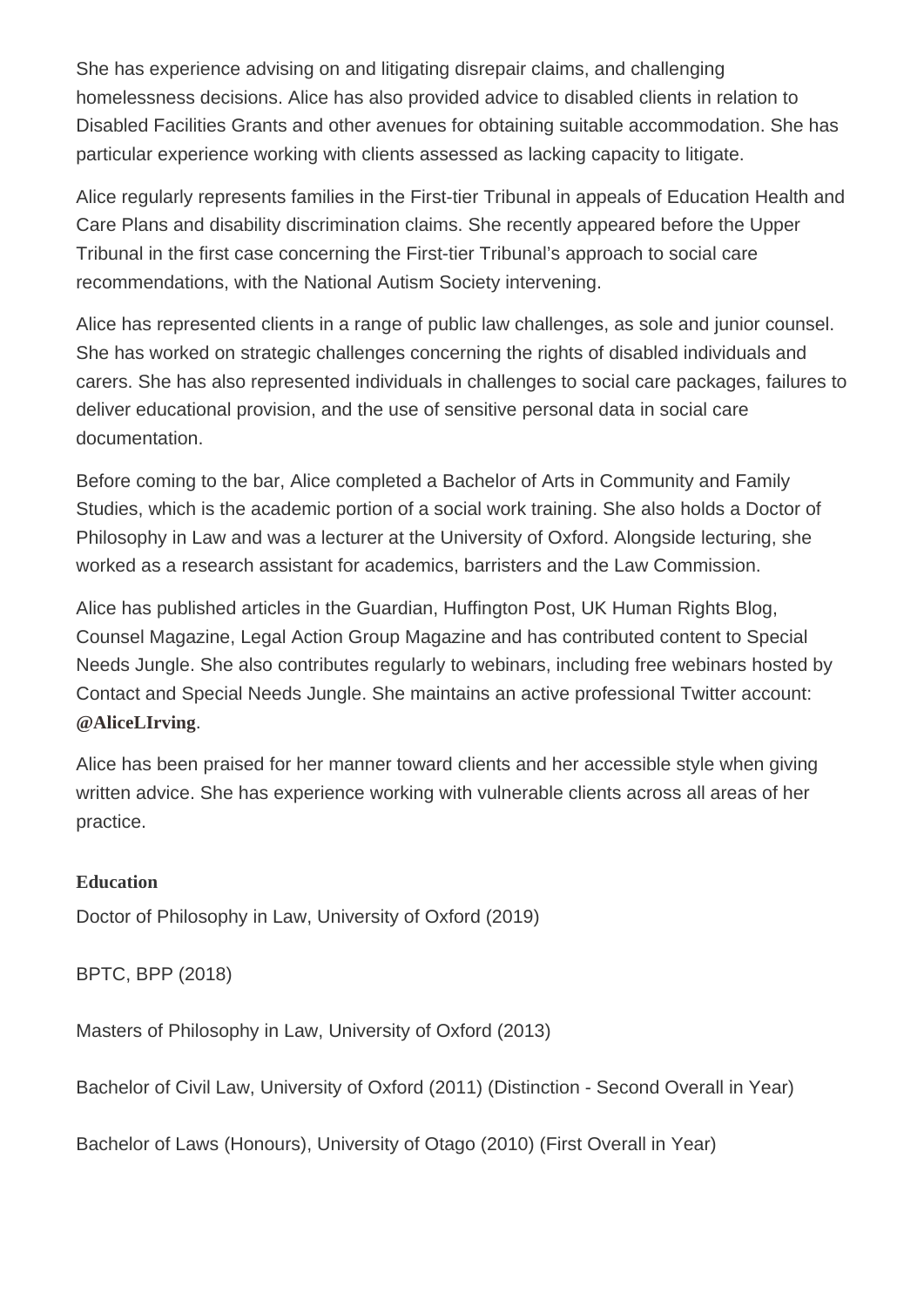She has experience advising on and litigating disrepair claims, and challenging homelessness decisions. Alice has also provided advice to disabled clients in relation to Disabled Facilities Grants and other avenues for obtaining suitable accommodation. She has particular experience working with clients assessed as lacking capacity to litigate.

Alice regularly represents families in the First-tier Tribunal in appeals of Education Health and Care Plans and disability discrimination claims. She recently appeared before the Upper Tribunal in the first case concerning the First-tier Tribunal's approach to social care recommendations, with the National Autism Society intervening.

Alice has represented clients in a range of public law challenges, as sole and junior counsel. She has worked on strategic challenges concerning the rights of disabled individuals and carers. She has also represented individuals in challenges to social care packages, failures to deliver educational provision, and the use of sensitive personal data in social care documentation.

Before coming to the bar, Alice completed a Bachelor of Arts in Community and Family Studies, which is the academic portion of a social work training. She also holds a Doctor of Philosophy in Law and was a lecturer at the University of Oxford. Alongside lecturing, she worked as a research assistant for academics, barristers and the Law Commission.

Alice has published articles in the Guardian, Huffington Post, UK Human Rights Blog, Counsel Magazine, Legal Action Group Magazine and has contributed content to Special Needs Jungle. She also contributes regularly to webinars, including free webinars hosted by Contact and Special Needs Jungle. She maintains an active professional Twitter account: **@AliceLIrving**.

Alice has been praised for her manner toward clients and her accessible style when giving written advice. She has experience working with vulnerable clients across all areas of her practice.

**Education**

Doctor of Philosophy in Law, University of Oxford (2019)

BPTC, BPP (2018)

Masters of Philosophy in Law, University of Oxford (2013)

Bachelor of Civil Law, University of Oxford (2011) (Distinction - Second Overall in Year)

Bachelor of Laws (Honours), University of Otago (2010) (First Overall in Year)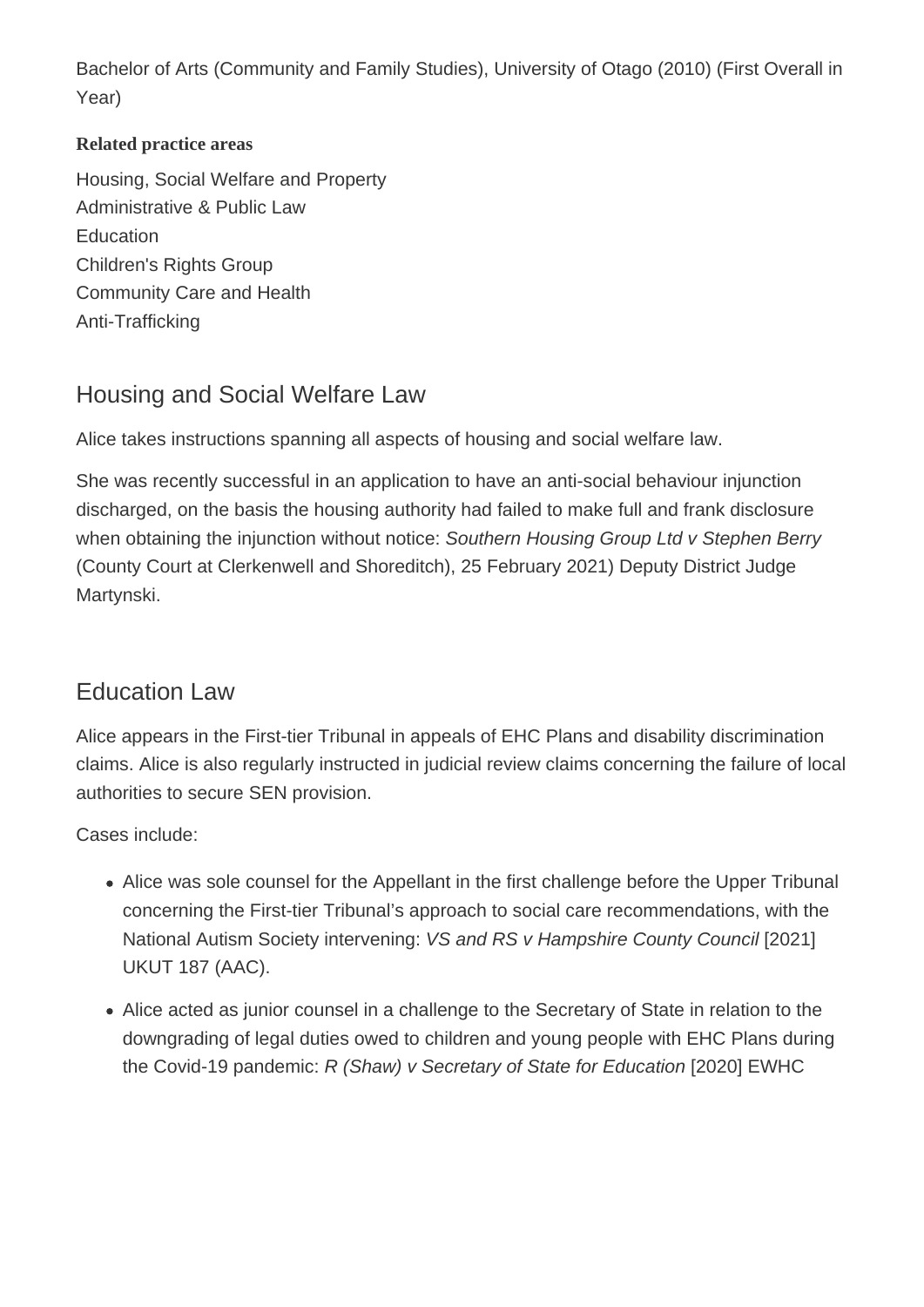Bachelor of Arts (Community and Family Studies), University of Otago (2010) (First Overall in Year)

**Related practice areas**

Housing, Social Welfare and Property
Administrative & Public Law
Education
Children's Rights Group
Community Care and Health
Anti-Trafficking

## Housing and Social Welfare Law

Alice takes instructions spanning all aspects of housing and social welfare law.

She was recently successful in an application to have an anti-social behaviour injunction discharged, on the basis the housing authority had failed to make full and frank disclosure when obtaining the injunction without notice: *Southern Housing Group Ltd v Stephen Berry* (County Court at Clerkenwell and Shoreditch), 25 February 2021) Deputy District Judge Martynski.

## Education Law

Alice appears in the First-tier Tribunal in appeals of EHC Plans and disability discrimination claims. Alice is also regularly instructed in judicial review claims concerning the failure of local authorities to secure SEN provision.

Cases include:

- Alice was sole counsel for the Appellant in the first challenge before the Upper Tribunal concerning the First-tier Tribunal's approach to social care recommendations, with the National Autism Society intervening: *VS and RS v Hampshire County Council* [2021] UKUT 187 (AAC).
- Alice acted as junior counsel in a challenge to the Secretary of State in relation to the downgrading of legal duties owed to children and young people with EHC Plans during the Covid-19 pandemic: *R (Shaw) v Secretary of State for Education* [2020] EWHC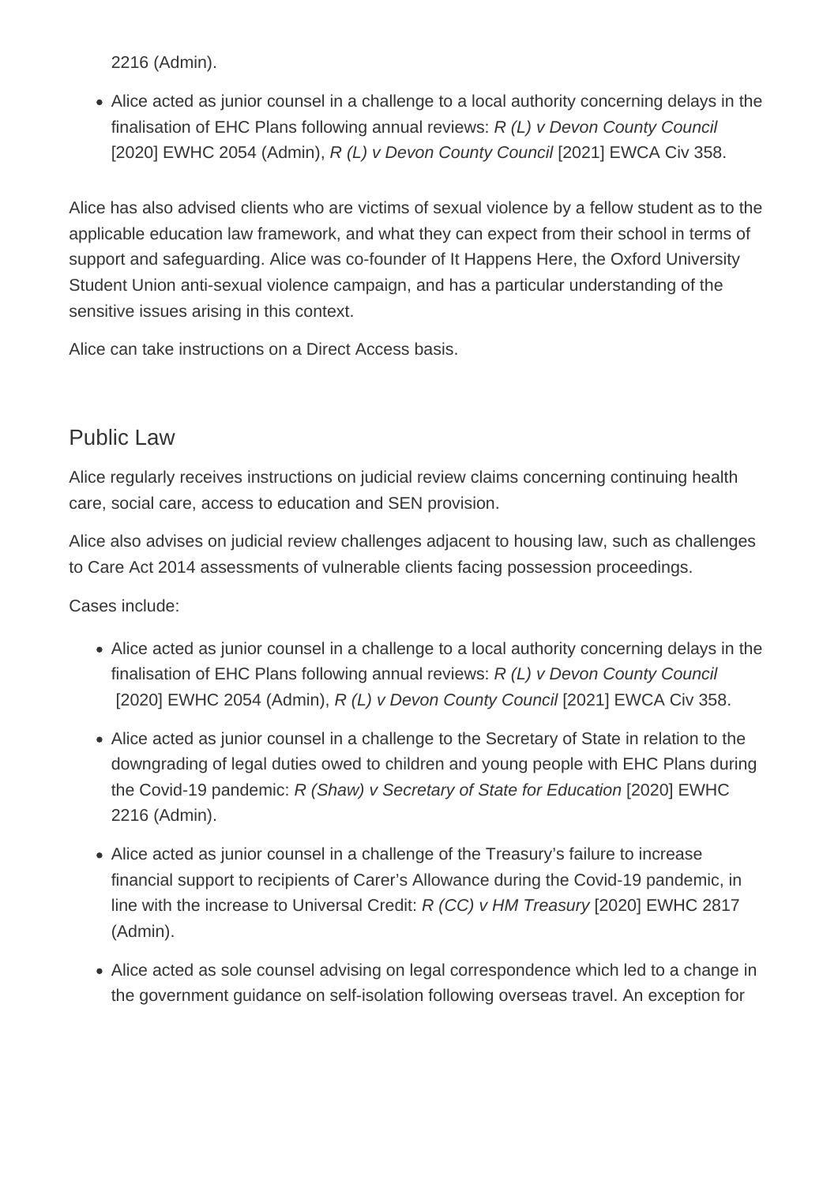2216 (Admin).

- Alice acted as junior counsel in a challenge to a local authority concerning delays in the finalisation of EHC Plans following annual reviews: *R (L) v Devon County Council* [2020] EWHC 2054 (Admin), *R (L) v Devon County Council* [2021] EWCA Civ 358.

Alice has also advised clients who are victims of sexual violence by a fellow student as to the applicable education law framework, and what they can expect from their school in terms of support and safeguarding. Alice was co-founder of It Happens Here, the Oxford University Student Union anti-sexual violence campaign, and has a particular understanding of the sensitive issues arising in this context.

Alice can take instructions on a Direct Access basis.

## Public Law

Alice regularly receives instructions on judicial review claims concerning continuing health care, social care, access to education and SEN provision.

Alice also advises on judicial review challenges adjacent to housing law, such as challenges to Care Act 2014 assessments of vulnerable clients facing possession proceedings.

Cases include:

- Alice acted as junior counsel in a challenge to a local authority concerning delays in the finalisation of EHC Plans following annual reviews: *R (L) v Devon County Council* [2020] EWHC 2054 (Admin), *R (L) v Devon County Council* [2021] EWCA Civ 358.
- Alice acted as junior counsel in a challenge to the Secretary of State in relation to the downgrading of legal duties owed to children and young people with EHC Plans during the Covid-19 pandemic: *R (Shaw) v Secretary of State for Education* [2020] EWHC 2216 (Admin).
- Alice acted as junior counsel in a challenge of the Treasury's failure to increase financial support to recipients of Carer's Allowance during the Covid-19 pandemic, in line with the increase to Universal Credit: *R (CC) v HM Treasury* [2020] EWHC 2817 (Admin).
- Alice acted as sole counsel advising on legal correspondence which led to a change in the government guidance on self-isolation following overseas travel. An exception for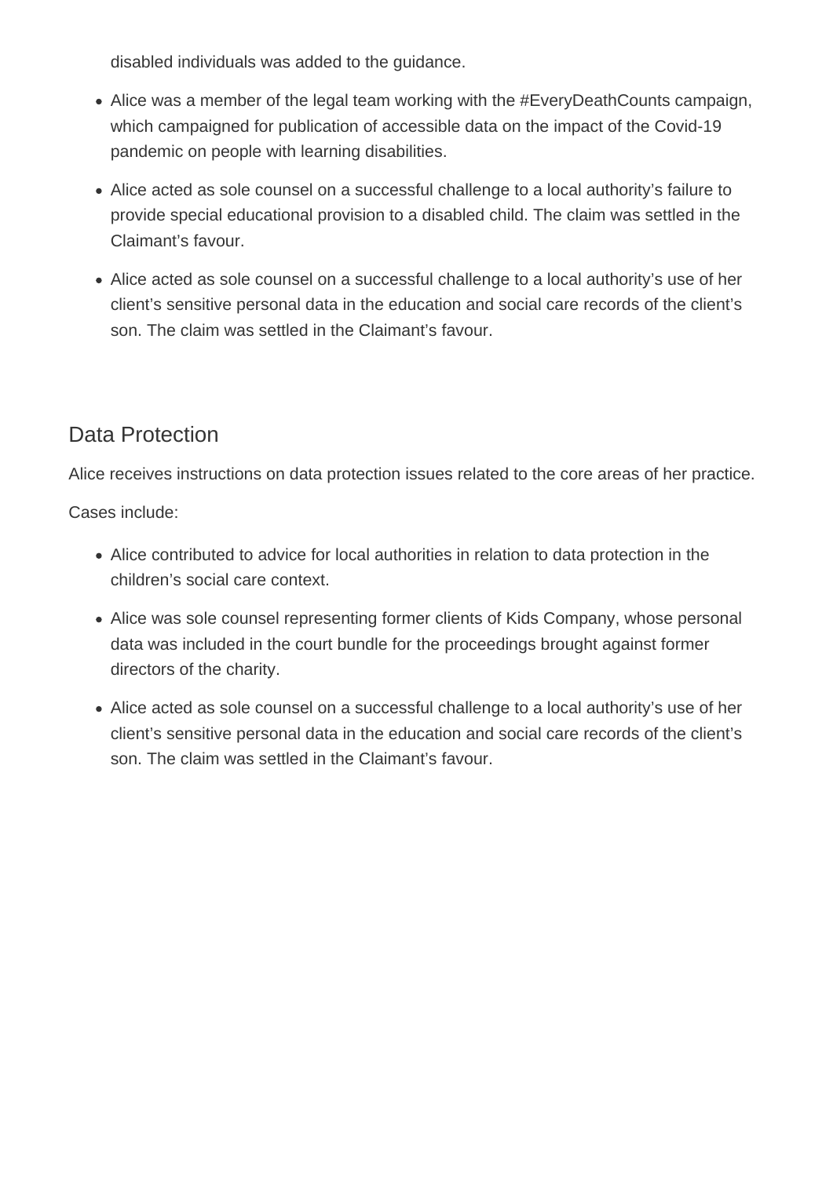disabled individuals was added to the guidance.

- Alice was a member of the legal team working with the #EveryDeathCounts campaign, which campaigned for publication of accessible data on the impact of the Covid-19 pandemic on people with learning disabilities.
- Alice acted as sole counsel on a successful challenge to a local authority's failure to provide special educational provision to a disabled child. The claim was settled in the Claimant's favour.
- Alice acted as sole counsel on a successful challenge to a local authority's use of her client's sensitive personal data in the education and social care records of the client's son. The claim was settled in the Claimant's favour.

## Data Protection

Alice receives instructions on data protection issues related to the core areas of her practice.

Cases include:

- Alice contributed to advice for local authorities in relation to data protection in the children's social care context.
- Alice was sole counsel representing former clients of Kids Company, whose personal data was included in the court bundle for the proceedings brought against former directors of the charity.
- Alice acted as sole counsel on a successful challenge to a local authority's use of her client's sensitive personal data in the education and social care records of the client's son. The claim was settled in the Claimant's favour.